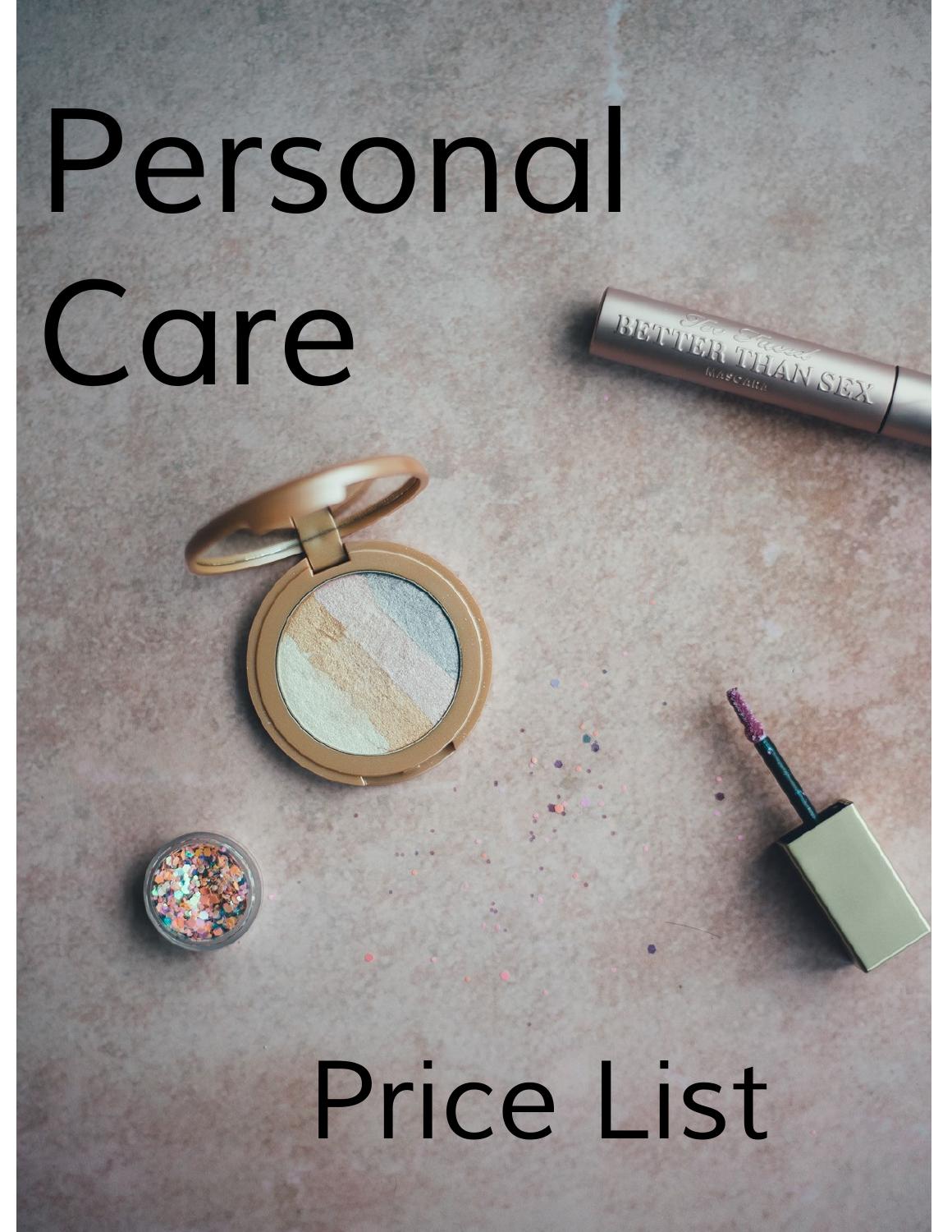# Personal Care

## Price List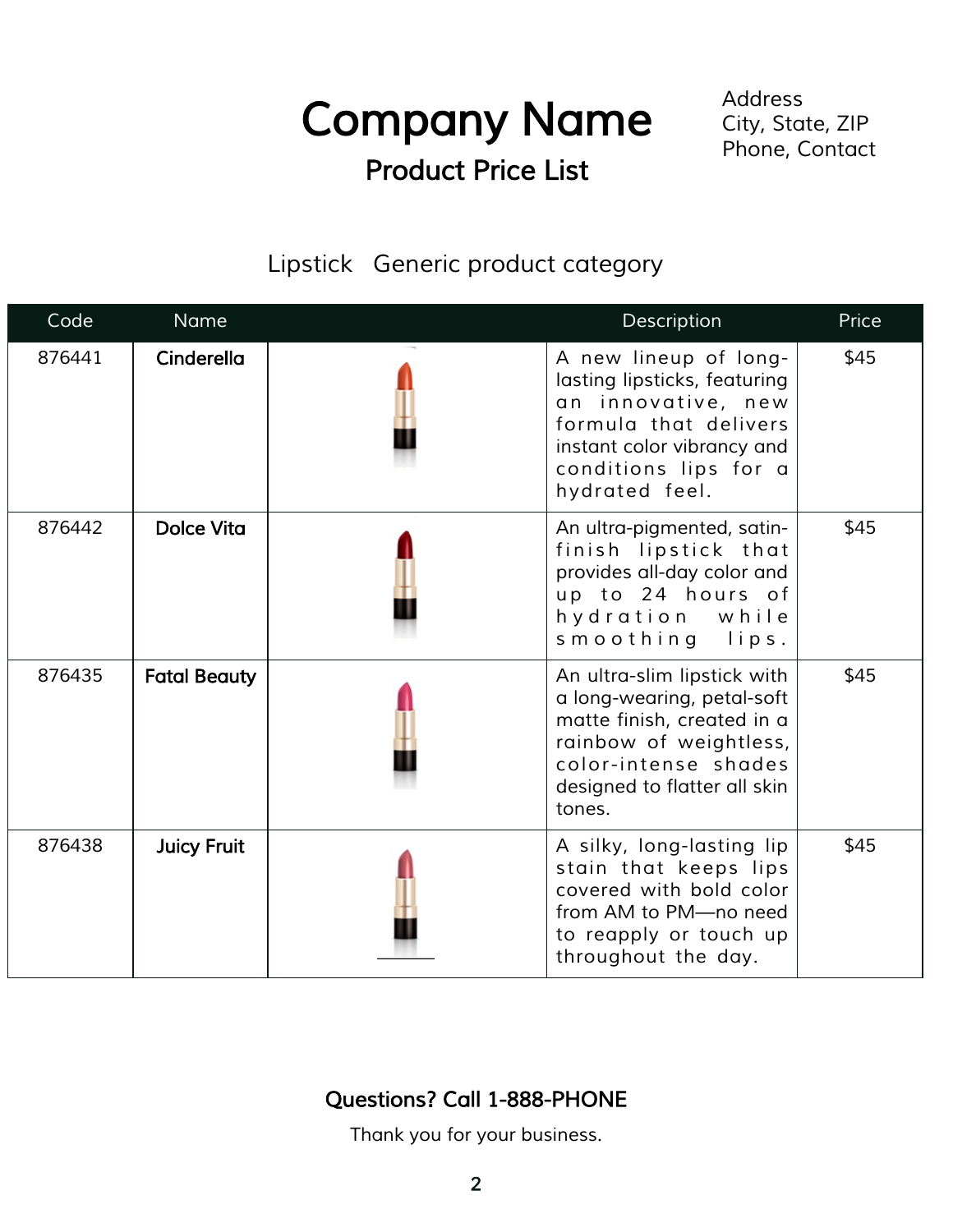# Company Name

## Product Price List

Address
City, State, ZIP
Phone, Contact

Lipstick   Generic product category

| Code | Name | | Description | Price |
|---|---|---|---|---|
| 876441 | **Cinderella** | | A new lineup of long-lasting lipsticks, featuring an innovative, new formula that delivers instant color vibrancy and conditions lips for a hydrated feel. | $45 |
| 876442 | **Dolce Vita** | | An ultra-pigmented, satin-finish lipstick that provides all-day color and up to 24 hours of hydration while smoothing lips. | $45 |
| 876435 | **Fatal Beauty** | | An ultra-slim lipstick with a long-wearing, petal-soft matte finish, created in a rainbow of weightless, color-intense shades designed to flatter all skin tones. | $45 |
| 876438 | **Juicy Fruit** | | A silky, long-lasting lip stain that keeps lips covered with bold color from AM to PM—no need to reapply or touch up throughout the day. | $45 |

**Questions? Call 1-888-PHONE**

Thank you for your business.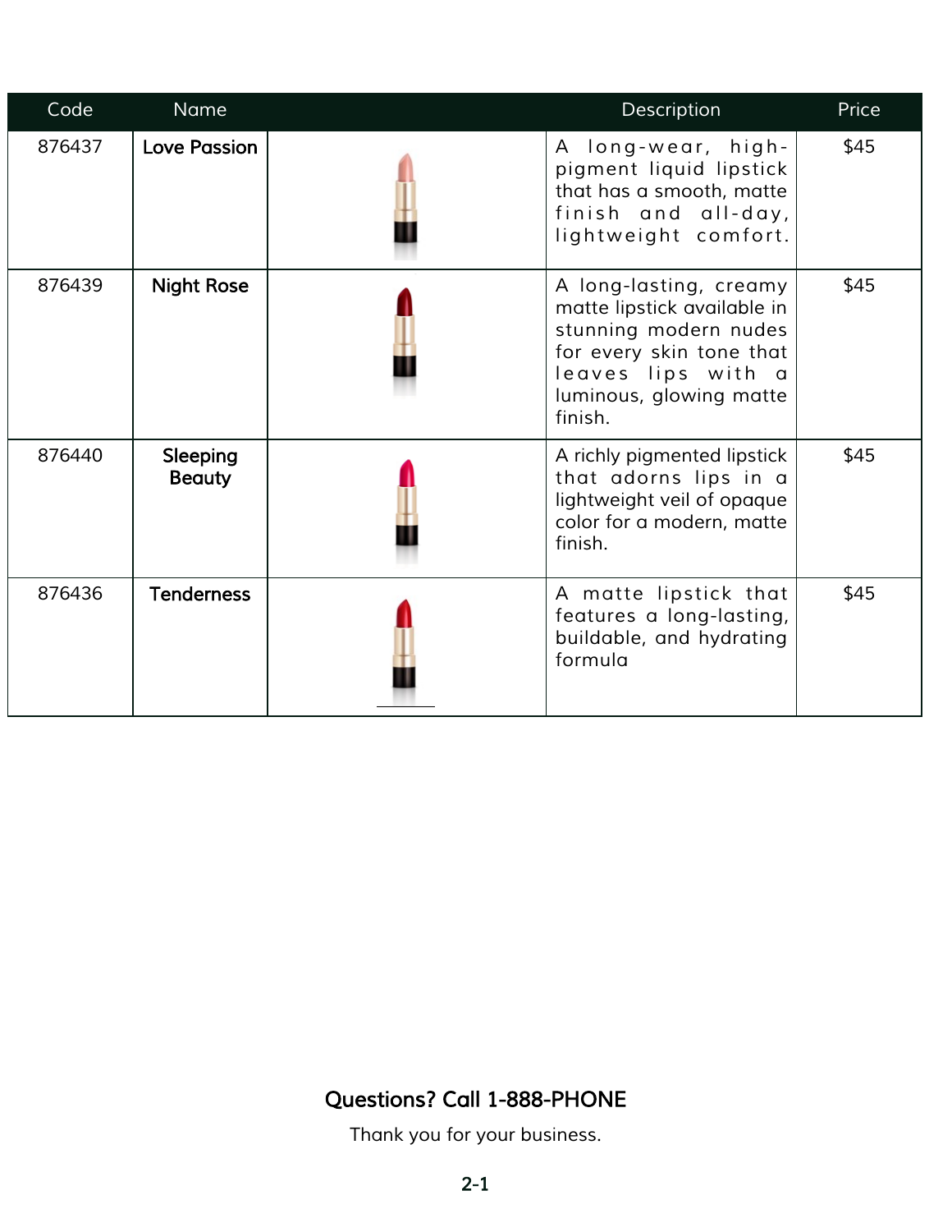| Code | Name | | Description | Price |
|---|---|---|---|---|
| 876437 | **Love Passion** | | A long-wear, high-pigment liquid lipstick that has a smooth, matte finish and all-day, lightweight comfort. | $45 |
| 876439 | **Night Rose** | | A long-lasting, creamy matte lipstick available in stunning modern nudes for every skin tone that leaves lips with a luminous, glowing matte finish. | $45 |
| 876440 | **Sleeping Beauty** | | A richly pigmented lipstick that adorns lips in a lightweight veil of opaque color for a modern, matte finish. | $45 |
| 876436 | **Tenderness** | | A matte lipstick that features a long-lasting, buildable, and hydrating formula | $45 |

**Questions? Call 1-888-PHONE**

Thank you for your business.